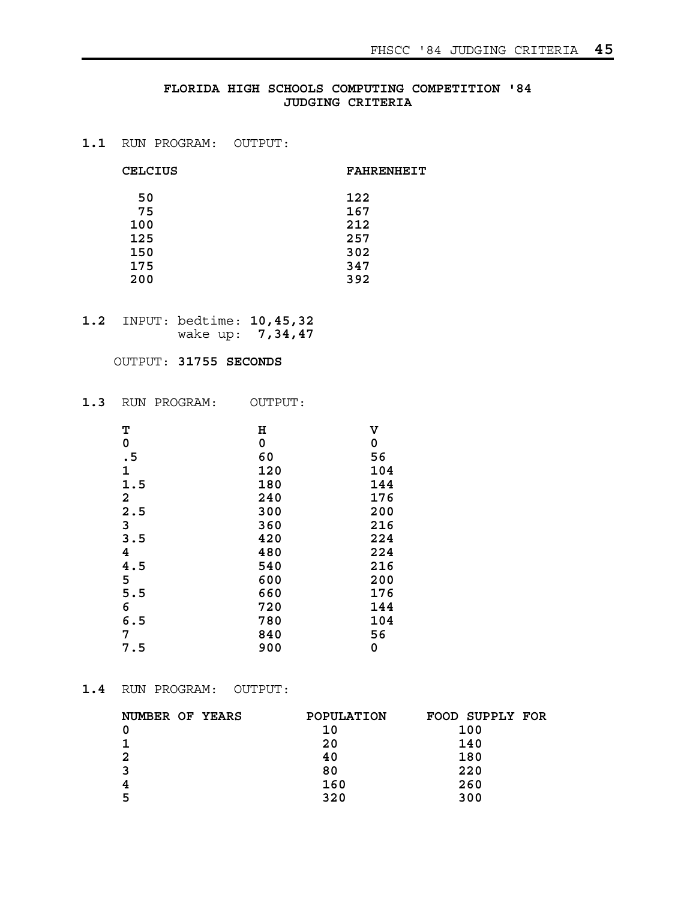# FLORIDA HIGH SCHOOLS COMPUTING COMPETITION '84
## JUDGING CRITERIA

**1.1** RUN PROGRAM: OUTPUT:

| CELCIUS | FAHRENHEIT |
|---|---|
| 50 | 122 |
| 75 | 167 |
| 100 | 212 |
| 125 | 257 |
| 150 | 302 |
| 175 | 347 |
| 200 | 392 |

**1.2** INPUT: bedtime: **10,45,32**
wake up: **7,34,47**

OUTPUT: **31755 SECONDS**

**1.3** RUN PROGRAM: OUTPUT:

| T | H | V |
|---|---|---|
| 0 | 0 | 0 |
| .5 | 60 | 56 |
| 1 | 120 | 104 |
| 1.5 | 180 | 144 |
| 2 | 240 | 176 |
| 2.5 | 300 | 200 |
| 3 | 360 | 216 |
| 3.5 | 420 | 224 |
| 4 | 480 | 224 |
| 4.5 | 540 | 216 |
| 5 | 600 | 200 |
| 5.5 | 660 | 176 |
| 6 | 720 | 144 |
| 6.5 | 780 | 104 |
| 7 | 840 | 56 |
| 7.5 | 900 | 0 |

**1.4** RUN PROGRAM: OUTPUT:

| NUMBER OF YEARS | POPULATION | FOOD SUPPLY FOR |
|---|---|---|
| 0 | 10 | 100 |
| 1 | 20 | 140 |
| 2 | 40 | 180 |
| 3 | 80 | 220 |
| 4 | 160 | 260 |
| 5 | 320 | 300 |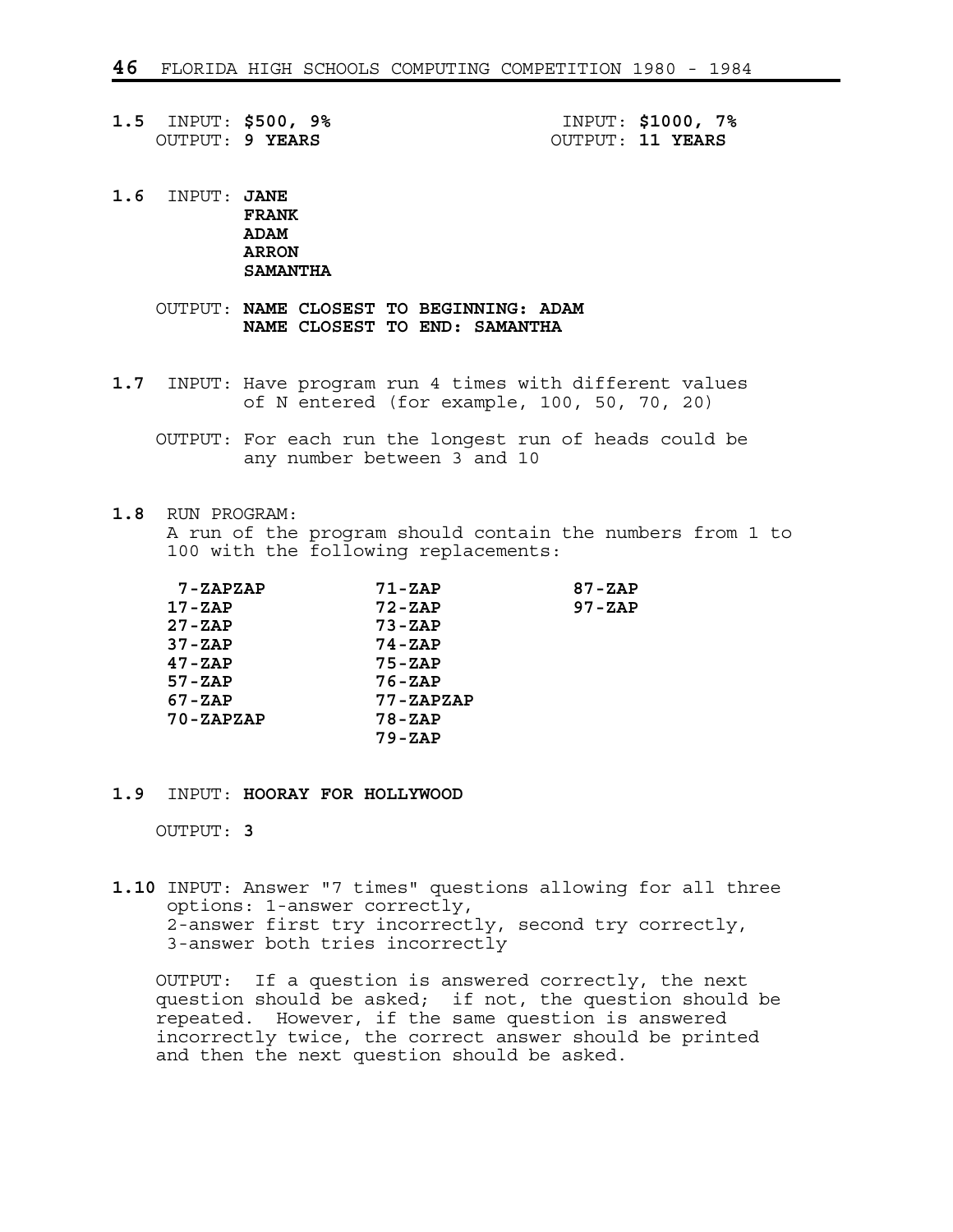**1.5** INPUT: **$500, 9%**
OUTPUT: **9 YEARS**

INPUT: **$1000, 7%**
OUTPUT: **11 YEARS**

**1.6** INPUT: **JANE**
**FRANK**
**ADAM**
**ARRON**
**SAMANTHA**

OUTPUT: **NAME CLOSEST TO BEGINNING: ADAM**
**NAME CLOSEST TO END: SAMANTHA**

**1.7** INPUT: Have program run 4 times with different values of N entered (for example, 100, 50, 70, 20)

OUTPUT: For each run the longest run of heads could be any number between 3 and 10

**1.8** RUN PROGRAM:
A run of the program should contain the numbers from 1 to 100 with the following replacements:

**7-ZAPZAP**
**17-ZAP**
**27-ZAP**
**37-ZAP**
**47-ZAP**
**57-ZAP**
**67-ZAP**
**70-ZAPZAP**
**71-ZAP**
**72-ZAP**
**73-ZAP**
**74-ZAP**
**75-ZAP**
**76-ZAP**
**77-ZAPZAP**
**78-ZAP**
**79-ZAP**
**87-ZAP**
**97-ZAP**

**1.9** INPUT: **HOORAY FOR HOLLYWOOD**

OUTPUT: **3**

**1.10** INPUT: Answer "7 times" questions allowing for all three options: 1-answer correctly,
2-answer first try incorrectly, second try correctly,
3-answer both tries incorrectly

OUTPUT: If a question is answered correctly, the next question should be asked; if not, the question should be repeated. However, if the same question is answered incorrectly twice, the correct answer should be printed and then the next question should be asked.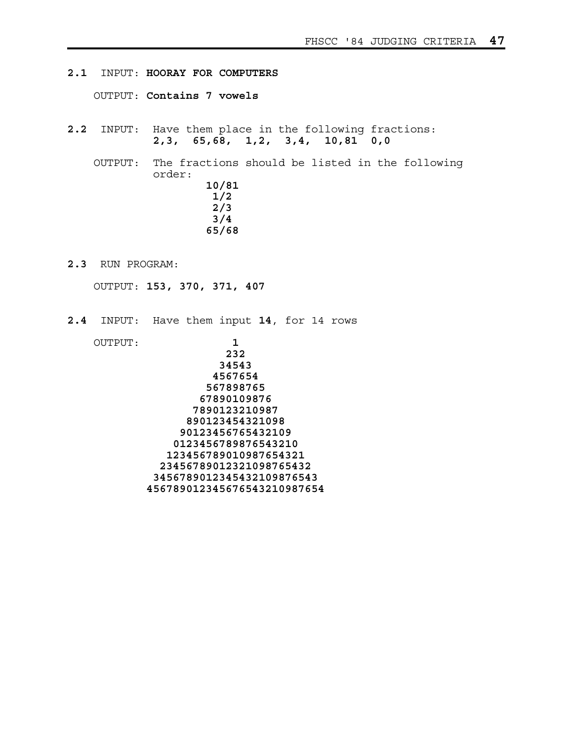**2.1** INPUT: **HOORAY FOR COMPUTERS**

OUTPUT: **Contains 7 vowels**

**2.2** INPUT: Have them place in the following fractions:
**2,3, 65,68, 1,2, 3,4, 10,81 0,0**

OUTPUT: The fractions should be listed in the following order:

```
10/81
 1/2
 2/3
 3/4
65/68
```

**2.3** RUN PROGRAM:

OUTPUT: **153, 370, 371, 407**

**2.4** INPUT: Have them input **14**, for 14 rows

OUTPUT:

```
             1
            232
           34543
          4567654
         567898765
        67890109876
       7890123210987
      890123454321098
     90123456765432109
    0123456789876543210
   123456789010987654321
  23456789012321098765432
 3456789012345432109876543
456789012345676543210987654
```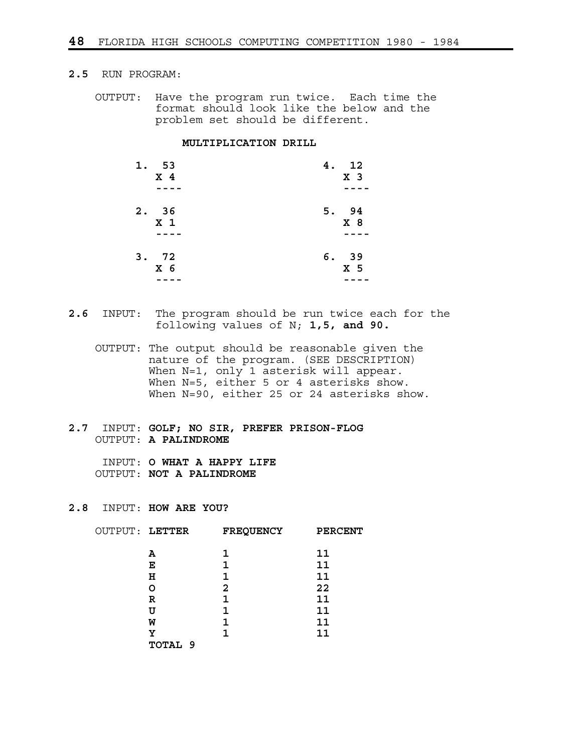**2.5** RUN PROGRAM:

OUTPUT: Have the program run twice. Each time the format should look like the below and the problem set should be different.

```
                    MULTIPLICATION DRILL

        1.  53                         4.  12
           X 4                            X 3
           ----                           ----

        2.  36                         5.  94
           X 1                            X 8
           ----                           ----

        3.  72                         6.  39
           X 6                            X 5
           ----                           ----
```

**2.6** INPUT: The program should be run twice each for the following values of N; **1,5, and 90.**

OUTPUT: The output should be reasonable given the nature of the program. (SEE DESCRIPTION) When N=1, only 1 asterisk will appear. When N=5, either 5 or 4 asterisks show. When N=90, either 25 or 24 asterisks show.

**2.7** INPUT: **GOLF; NO SIR, PREFER PRISON-FLOG**
OUTPUT: **A PALINDROME**

INPUT: **O WHAT A HAPPY LIFE**
OUTPUT: **NOT A PALINDROME**

**2.8** INPUT: **HOW ARE YOU?**

OUTPUT:

| LETTER | FREQUENCY | PERCENT |
|---|---|---|
| A | 1 | 11 |
| E | 1 | 11 |
| H | 1 | 11 |
| O | 2 | 22 |
| R | 1 | 11 |
| U | 1 | 11 |
| W | 1 | 11 |
| Y | 1 | 11 |
| TOTAL 9 | | |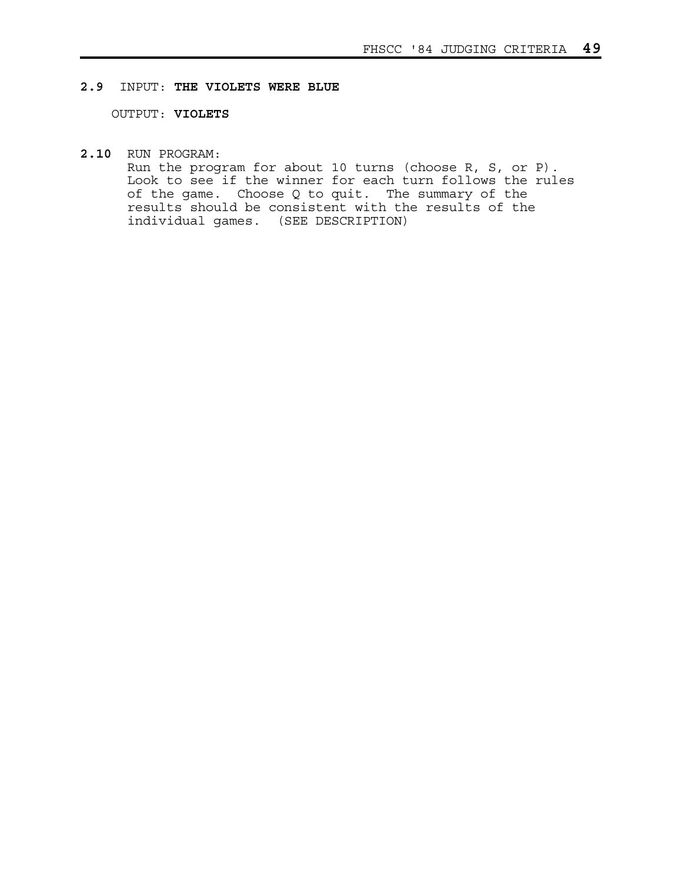**2.9** INPUT: **THE VIOLETS WERE BLUE**

OUTPUT: **VIOLETS**

**2.10** RUN PROGRAM:
Run the program for about 10 turns (choose R, S, or P). Look to see if the winner for each turn follows the rules of the game. Choose Q to quit. The summary of the results should be consistent with the results of the individual games. (SEE DESCRIPTION)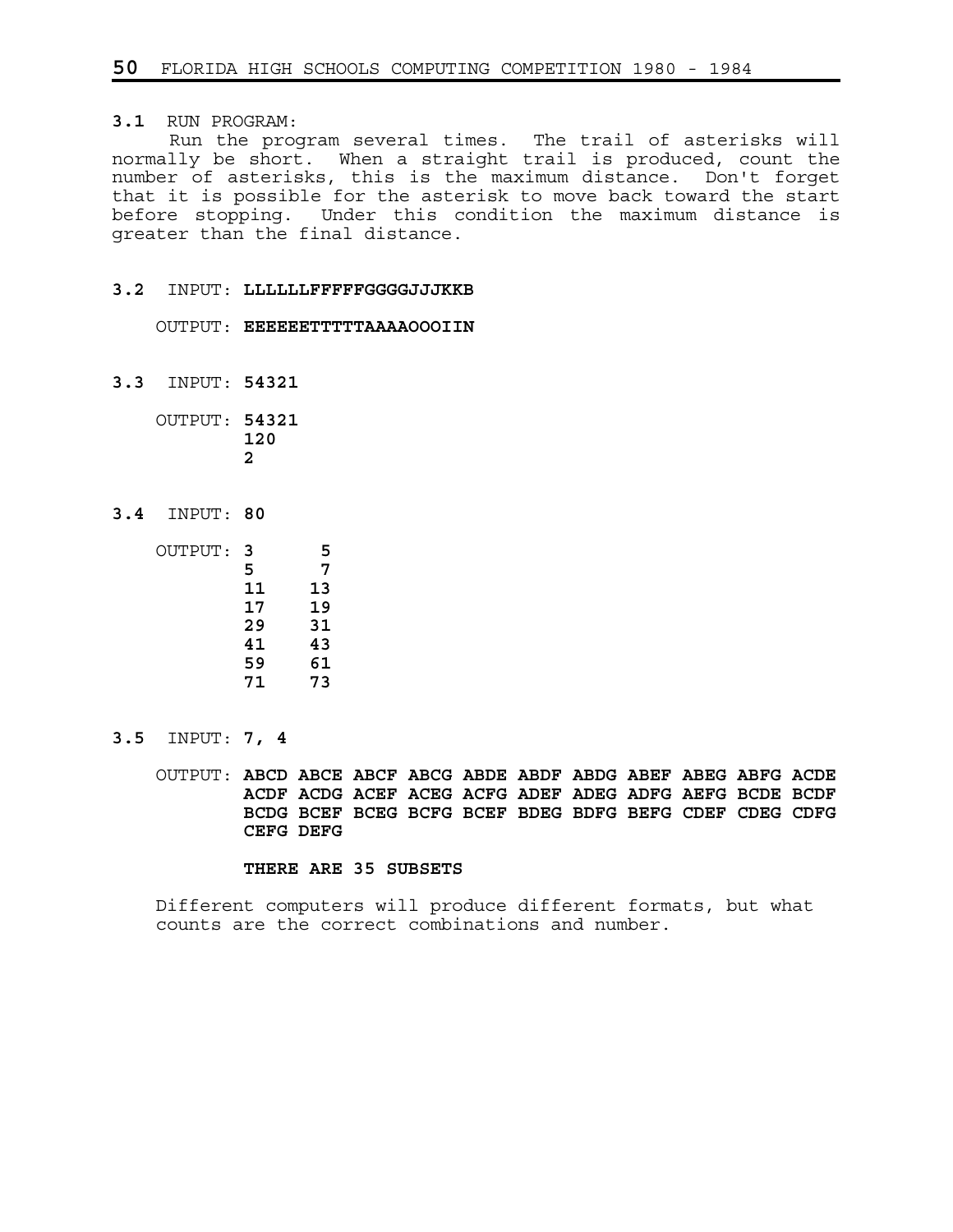**3.1** RUN PROGRAM:

Run the program several times. The trail of asterisks will normally be short. When a straight trail is produced, count the number of asterisks, this is the maximum distance. Don't forget that it is possible for the asterisk to move back toward the start before stopping. Under this condition the maximum distance is greater than the final distance.

**3.2** INPUT: **LLLLLLFFFFFGGGGJJJKKB**

OUTPUT: **EEEEEETTTTTAAAAOOOIIN**

**3.3** INPUT: **54321**

OUTPUT:
```
54321
120
2
```

**3.4** INPUT: **80**

OUTPUT:
```
3     5
5     7
11    13
17    19
29    31
41    43
59    61
71    73
```

**3.5** INPUT: **7, 4**

OUTPUT: **ABCD ABCE ABCF ABCG ABDE ABDF ABDG ABEF ABEG ABFG ACDE ACDF ACDG ACEF ACEG ACFG ADEF ADEG ADFG AEFG BCDE BCDF BCDG BCEF BCEG BCFG BCEF BDEG BDFG BEFG CDEF CDEG CDFG CEFG DEFG**

**THERE ARE 35 SUBSETS**

Different computers will produce different formats, but what counts are the correct combinations and number.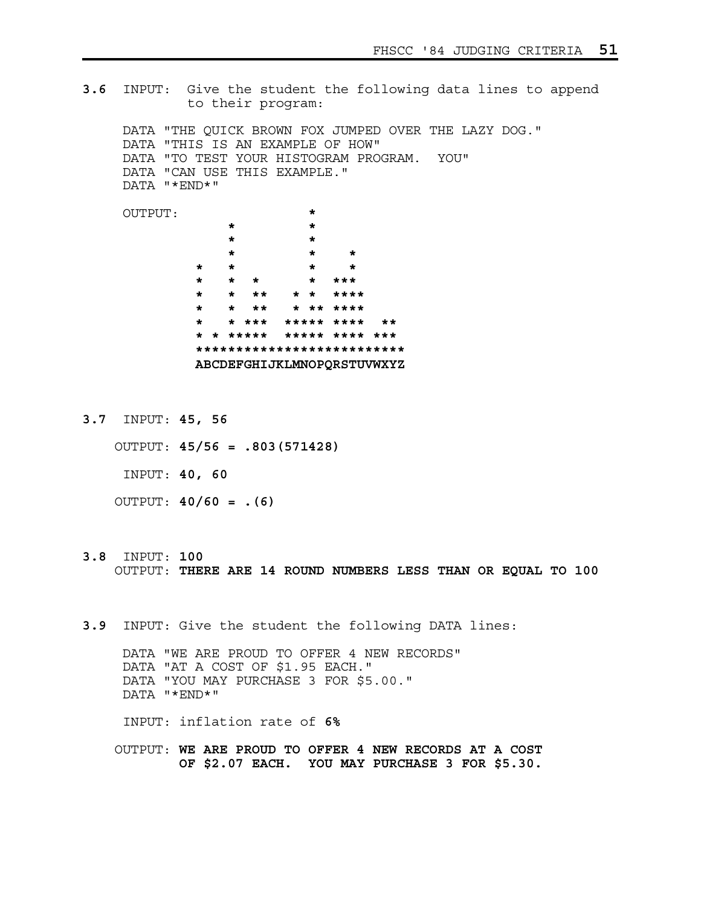**3.6** INPUT: Give the student the following data lines to append to their program:

```
DATA "THE QUICK BROWN FOX JUMPED OVER THE LAZY DOG."
DATA "THIS IS AN EXAMPLE OF HOW"
DATA "TO TEST YOUR HISTOGRAM PROGRAM.  YOU"
DATA "CAN USE THIS EXAMPLE."
DATA "*END*"
```

OUTPUT:

```
              *
    *         *
    *         *
    *         *    *
*   *         *    *
*   *  *      *  ***
*   *  **   * *  ****
*   *  **   * ** ****
*   * ***  ***** ****  **
* * *****  ***** **** ***
**************************
ABCDEFGHIJKLMNOPQRSTUVWXYZ
```

**3.7** INPUT: **45, 56**

OUTPUT: **45/56 = .803(571428)**

INPUT: **40, 60**

OUTPUT: **40/60 = .(6)**

**3.8** INPUT: **100**

OUTPUT: **THERE ARE 14 ROUND NUMBERS LESS THAN OR EQUAL TO 100**

**3.9** INPUT: Give the student the following DATA lines:

```
DATA "WE ARE PROUD TO OFFER 4 NEW RECORDS"
DATA "AT A COST OF $1.95 EACH."
DATA "YOU MAY PURCHASE 3 FOR $5.00."
DATA "*END*"
```

INPUT: inflation rate of **6%**

OUTPUT: **WE ARE PROUD TO OFFER 4 NEW RECORDS AT A COST OF $2.07 EACH. YOU MAY PURCHASE 3 FOR $5.30.**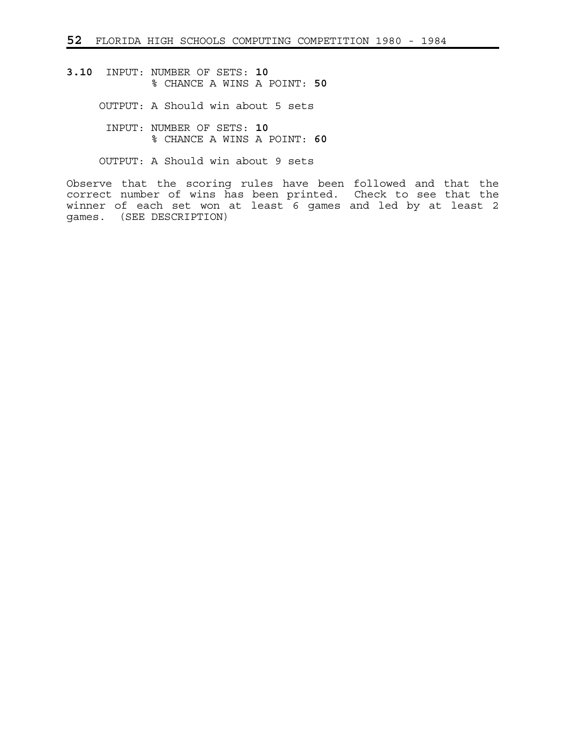**3.10** INPUT: NUMBER OF SETS: **10**
% CHANCE A WINS A POINT: **50**

OUTPUT: A Should win about 5 sets

INPUT: NUMBER OF SETS: **10**
% CHANCE A WINS A POINT: **60**

OUTPUT: A Should win about 9 sets

Observe that the scoring rules have been followed and that the correct number of wins has been printed. Check to see that the winner of each set won at least 6 games and led by at least 2 games. (SEE DESCRIPTION)